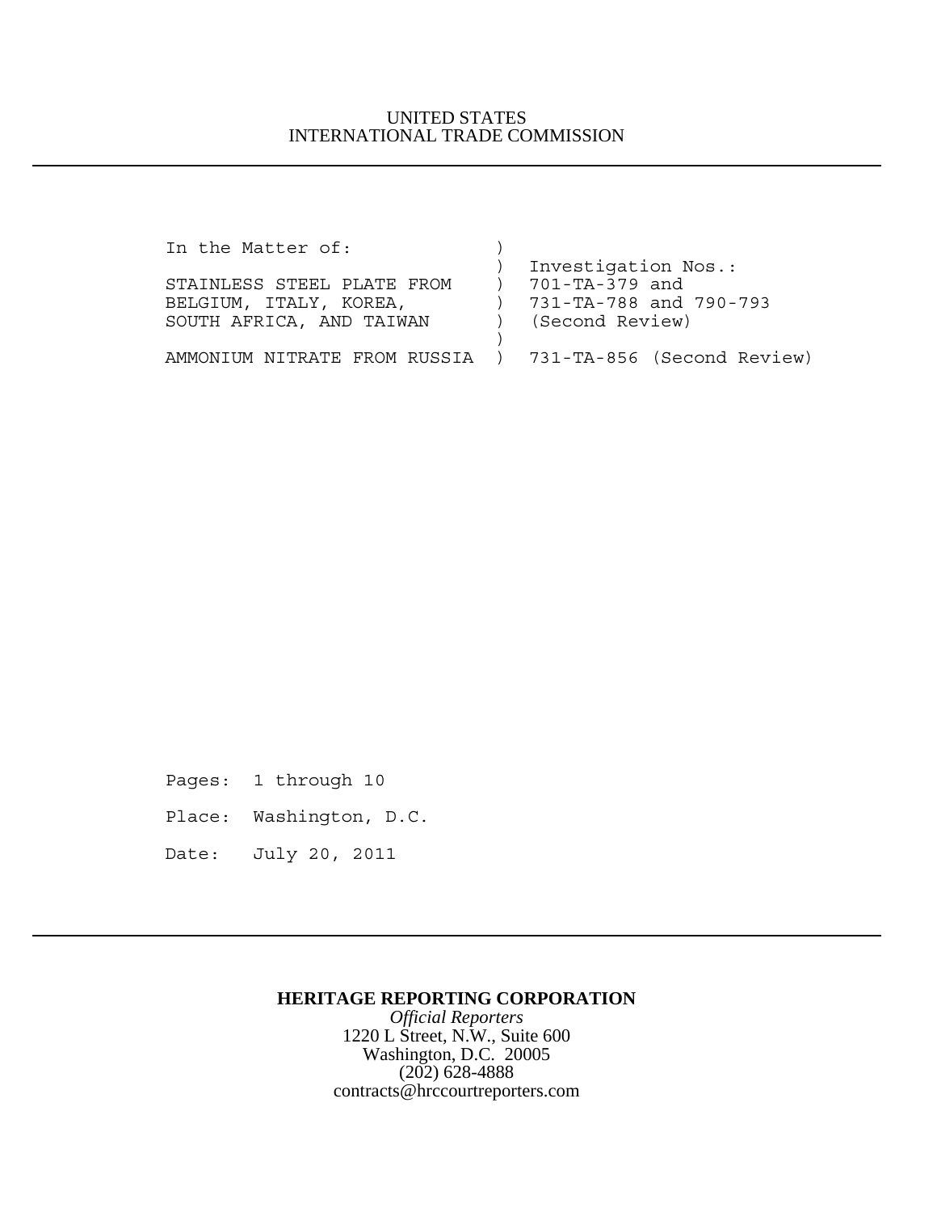UNITED STATES
INTERNATIONAL TRADE COMMISSION

```
In the Matter of:              )
                               )  Investigation Nos.:
STAINLESS STEEL PLATE FROM     )  701-TA-379 and
BELGIUM, ITALY, KOREA,         )  731-TA-788 and 790-793
SOUTH AFRICA, AND TAIWAN       )  (Second Review)
                               )
AMMONIUM NITRATE FROM RUSSIA   )  731-TA-856 (Second Review)
```

Pages: 1 through 10

Place: Washington, D.C.

Date: July 20, 2011

**HERITAGE REPORTING CORPORATION**
*Official Reporters*
1220 L Street, N.W., Suite 600
Washington, D.C. 20005
(202) 628-4888
contracts@hrccourtreporters.com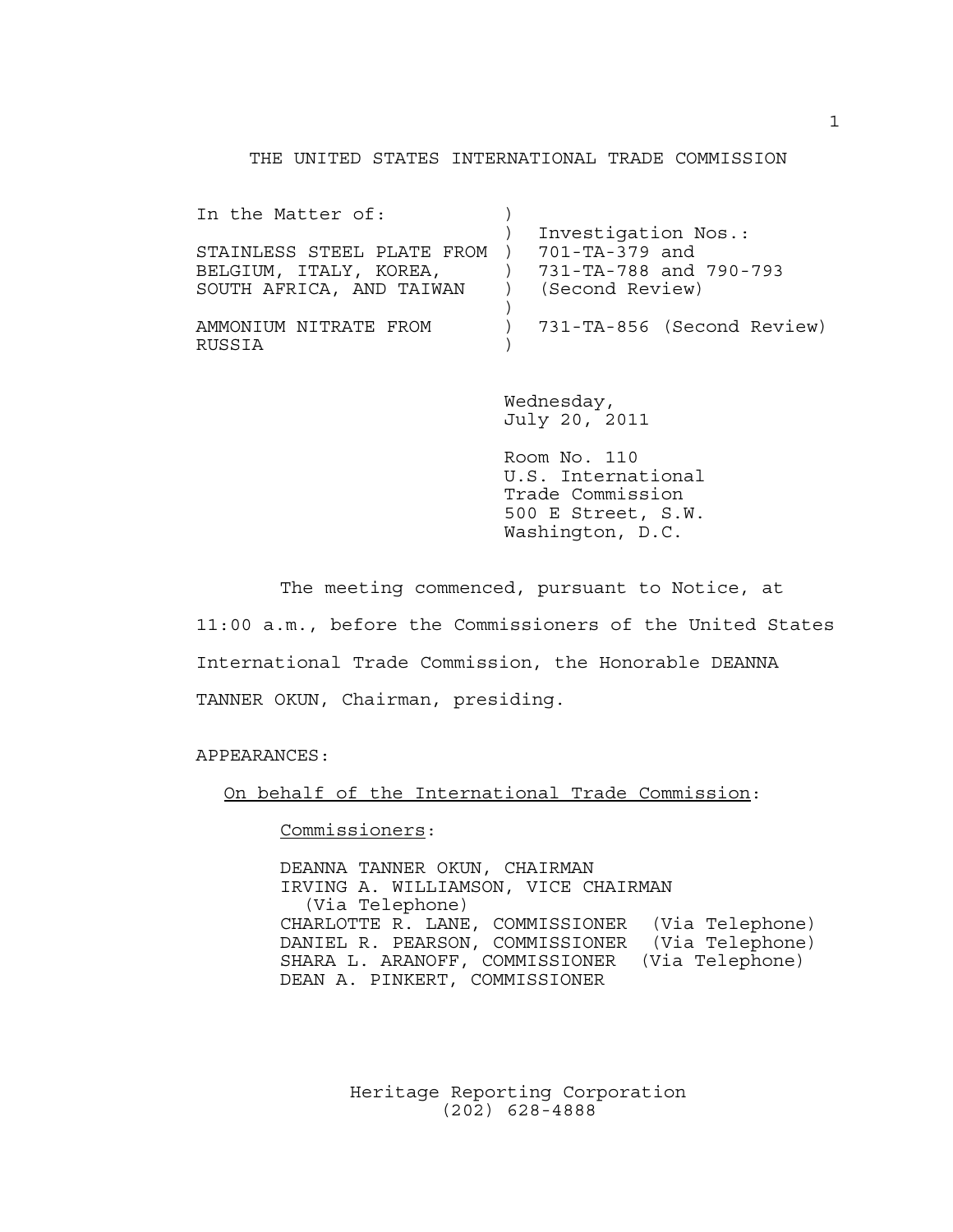THE UNITED STATES INTERNATIONAL TRADE COMMISSION

```
In the Matter of:            )
                             )  Investigation Nos.:
STAINLESS STEEL PLATE FROM   )  701-TA-379 and
BELGIUM, ITALY, KOREA,       )  731-TA-788 and 790-793
SOUTH AFRICA, AND TAIWAN     )  (Second Review)
                             )
AMMONIUM NITRATE FROM        )  731-TA-856 (Second Review)
RUSSIA                       )
```

Wednesday,
July 20, 2011

Room No. 110
U.S. International
Trade Commission
500 E Street, S.W.
Washington, D.C.

The meeting commenced, pursuant to Notice, at 11:00 a.m., before the Commissioners of the United States International Trade Commission, the Honorable DEANNA TANNER OKUN, Chairman, presiding.

APPEARANCES:

On behalf of the International Trade Commission:

Commissioners:

DEANNA TANNER OKUN, CHAIRMAN
IRVING A. WILLIAMSON, VICE CHAIRMAN (Via Telephone)
CHARLOTTE R. LANE, COMMISSIONER (Via Telephone)
DANIEL R. PEARSON, COMMISSIONER (Via Telephone)
SHARA L. ARANOFF, COMMISSIONER (Via Telephone)
DEAN A. PINKERT, COMMISSIONER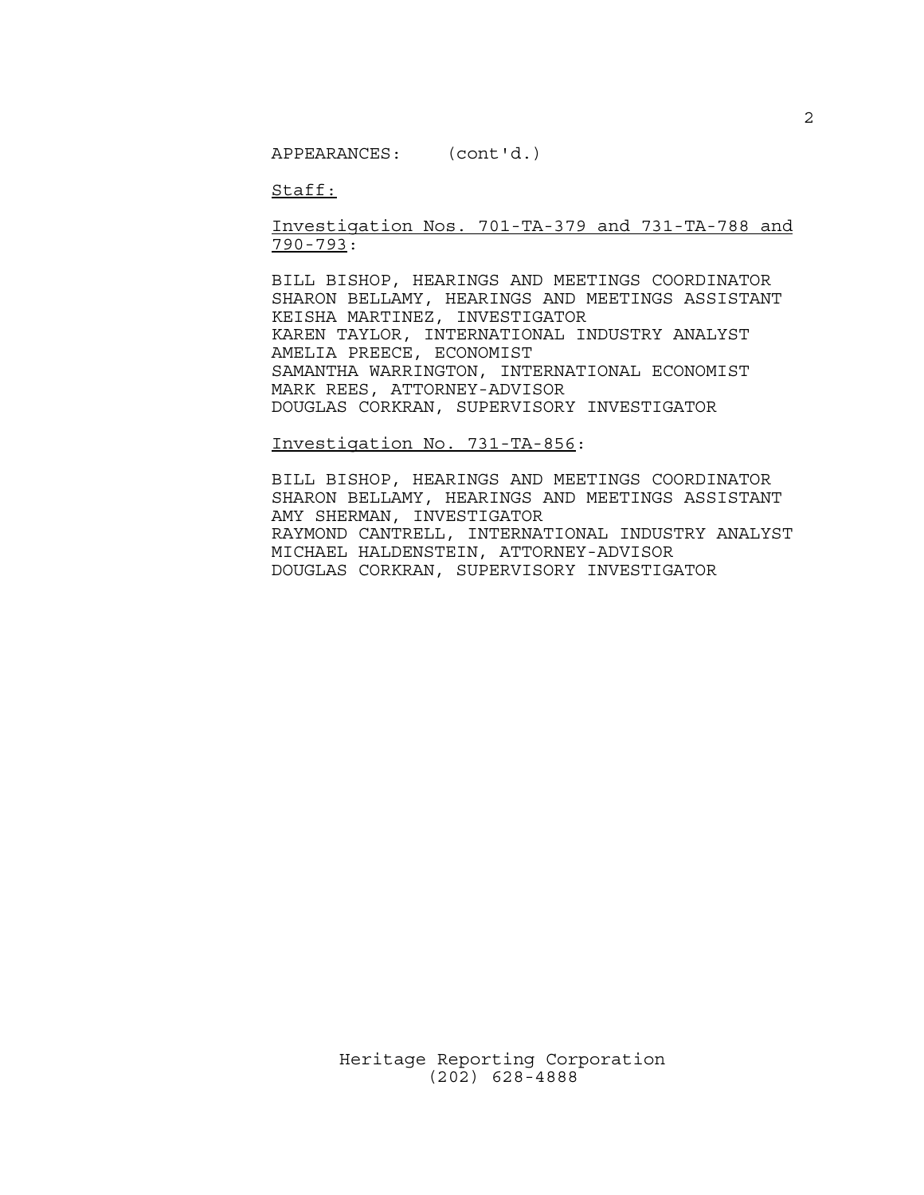APPEARANCES: (cont'd.)

<u>Staff:</u>

<u>Investigation Nos. 701-TA-379 and 731-TA-788 and 790-793</u>:

BILL BISHOP, HEARINGS AND MEETINGS COORDINATOR
SHARON BELLAMY, HEARINGS AND MEETINGS ASSISTANT
KEISHA MARTINEZ, INVESTIGATOR
KAREN TAYLOR, INTERNATIONAL INDUSTRY ANALYST
AMELIA PREECE, ECONOMIST
SAMANTHA WARRINGTON, INTERNATIONAL ECONOMIST
MARK REES, ATTORNEY-ADVISOR
DOUGLAS CORKRAN, SUPERVISORY INVESTIGATOR

<u>Investigation No. 731-TA-856</u>:

BILL BISHOP, HEARINGS AND MEETINGS COORDINATOR
SHARON BELLAMY, HEARINGS AND MEETINGS ASSISTANT
AMY SHERMAN, INVESTIGATOR
RAYMOND CANTRELL, INTERNATIONAL INDUSTRY ANALYST
MICHAEL HALDENSTEIN, ATTORNEY-ADVISOR
DOUGLAS CORKRAN, SUPERVISORY INVESTIGATOR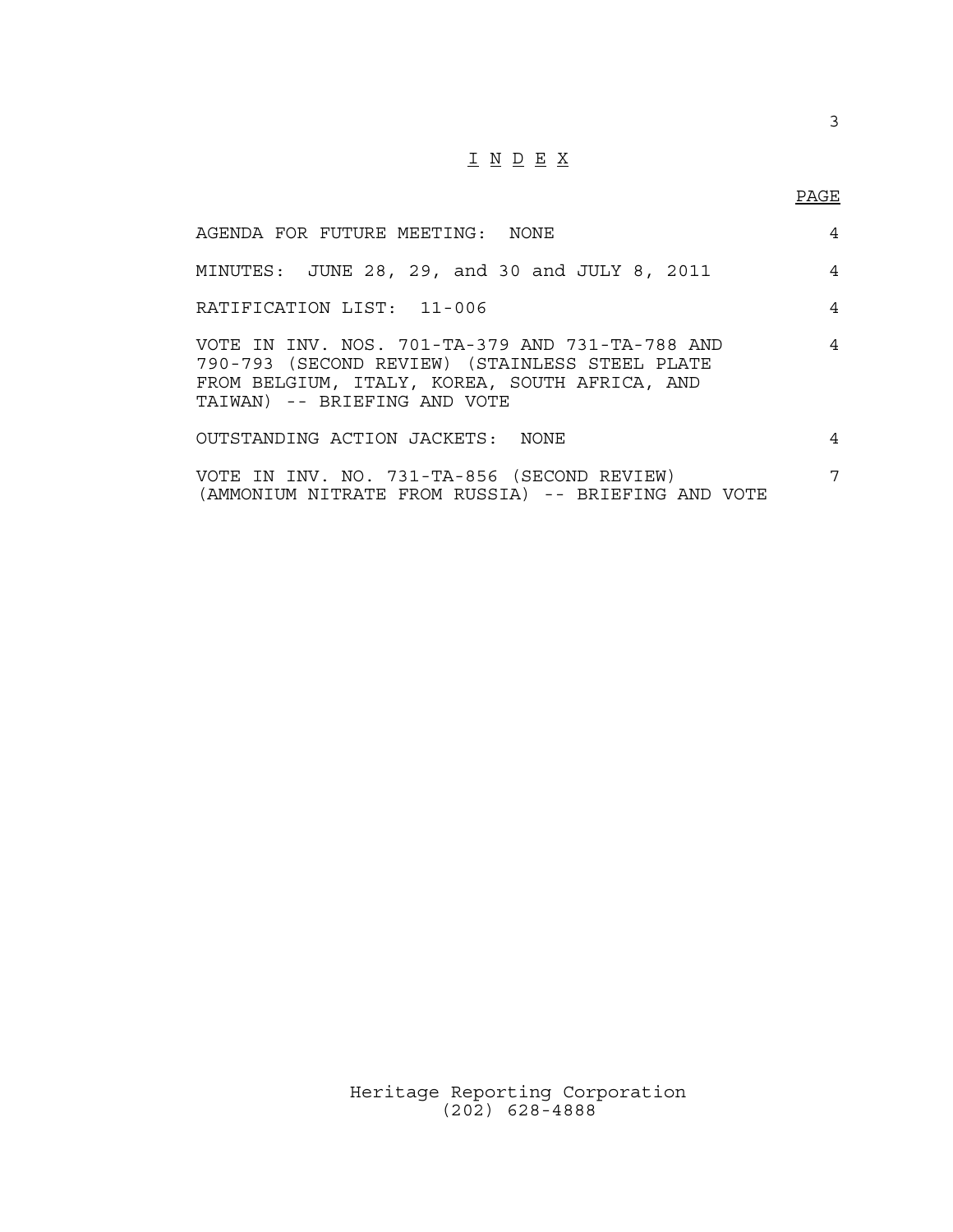# I N D E X

| | PAGE |
|---|---|
| AGENDA FOR FUTURE MEETING: NONE | 4 |
| MINUTES: JUNE 28, 29, and 30 and JULY 8, 2011 | 4 |
| RATIFICATION LIST: 11-006 | 4 |
| VOTE IN INV. NOS. 701-TA-379 AND 731-TA-788 AND 790-793 (SECOND REVIEW) (STAINLESS STEEL PLATE FROM BELGIUM, ITALY, KOREA, SOUTH AFRICA, AND TAIWAN) -- BRIEFING AND VOTE | 4 |
| OUTSTANDING ACTION JACKETS: NONE | 4 |
| VOTE IN INV. NO. 731-TA-856 (SECOND REVIEW) (AMMONIUM NITRATE FROM RUSSIA) -- BRIEFING AND VOTE | 7 |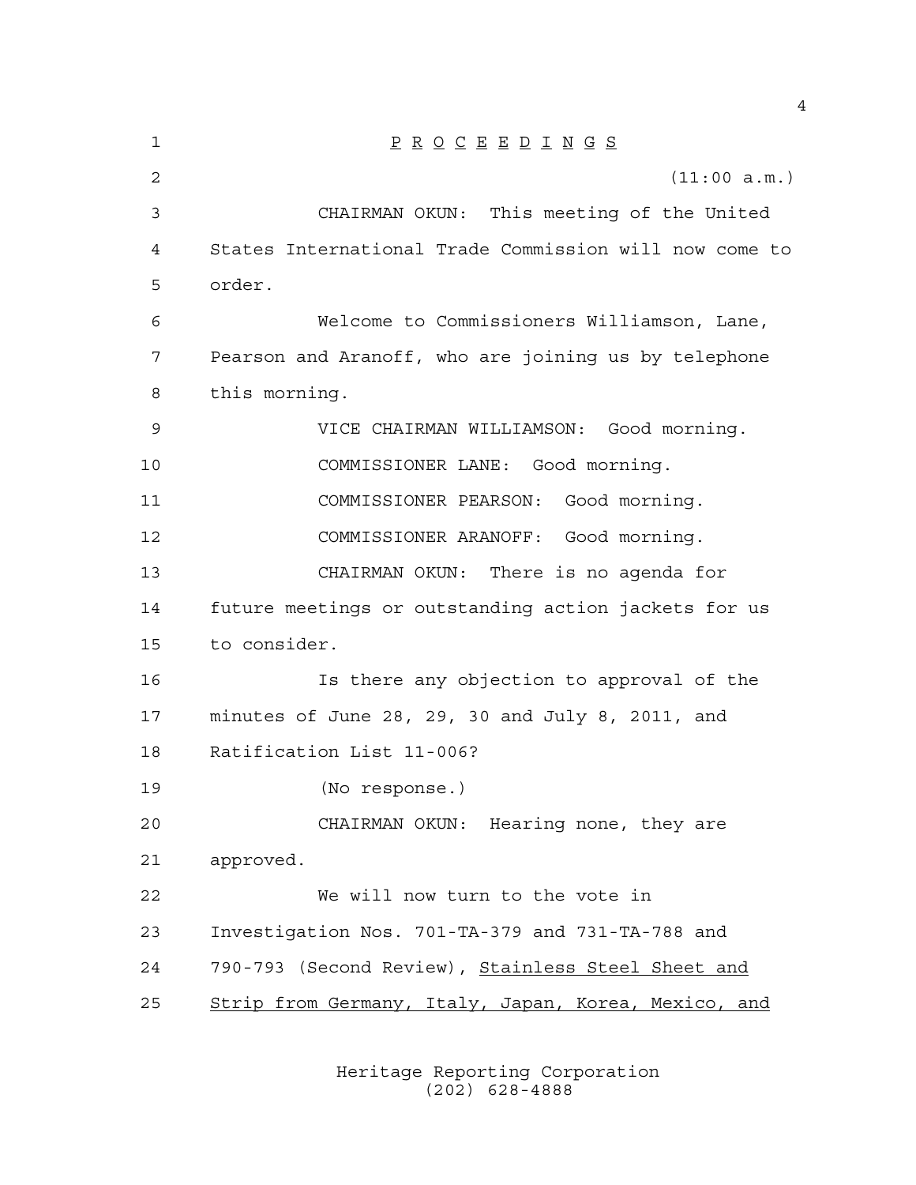P R O C E E D I N G S

(11:00 a.m.)

CHAIRMAN OKUN: This meeting of the United States International Trade Commission will now come to order.

Welcome to Commissioners Williamson, Lane, Pearson and Aranoff, who are joining us by telephone this morning.

VICE CHAIRMAN WILLIAMSON: Good morning.

COMMISSIONER LANE: Good morning.

COMMISSIONER PEARSON: Good morning.

COMMISSIONER ARANOFF: Good morning.

CHAIRMAN OKUN: There is no agenda for future meetings or outstanding action jackets for us to consider.

Is there any objection to approval of the minutes of June 28, 29, 30 and July 8, 2011, and Ratification List 11-006?

(No response.)

CHAIRMAN OKUN: Hearing none, they are approved.

We will now turn to the vote in Investigation Nos. 701-TA-379 and 731-TA-788 and 790-793 (Second Review), Stainless Steel Sheet and Strip from Germany, Italy, Japan, Korea, Mexico, and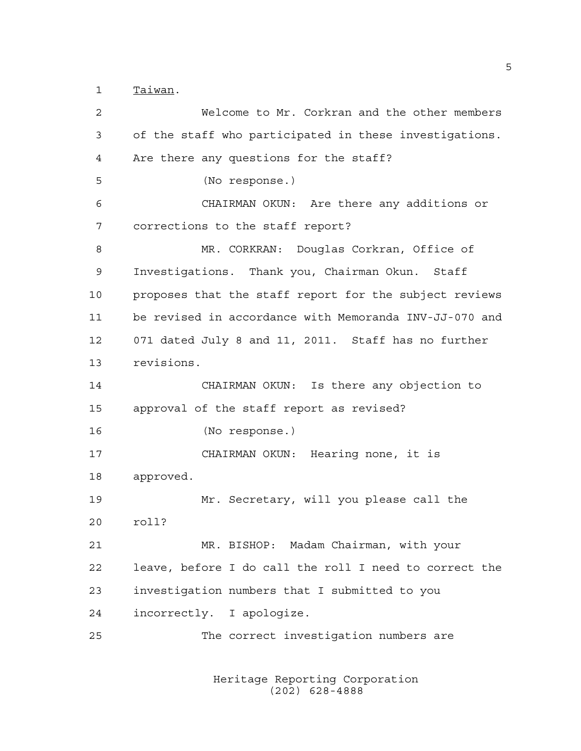Taiwan.

Welcome to Mr. Corkran and the other members of the staff who participated in these investigations. Are there any questions for the staff?

(No response.)

CHAIRMAN OKUN: Are there any additions or corrections to the staff report?

MR. CORKRAN: Douglas Corkran, Office of Investigations. Thank you, Chairman Okun. Staff proposes that the staff report for the subject reviews be revised in accordance with Memoranda INV-JJ-070 and 071 dated July 8 and 11, 2011. Staff has no further revisions.

CHAIRMAN OKUN: Is there any objection to approval of the staff report as revised?

(No response.)

CHAIRMAN OKUN: Hearing none, it is approved.

Mr. Secretary, will you please call the roll?

MR. BISHOP: Madam Chairman, with your leave, before I do call the roll I need to correct the investigation numbers that I submitted to you incorrectly. I apologize.

The correct investigation numbers are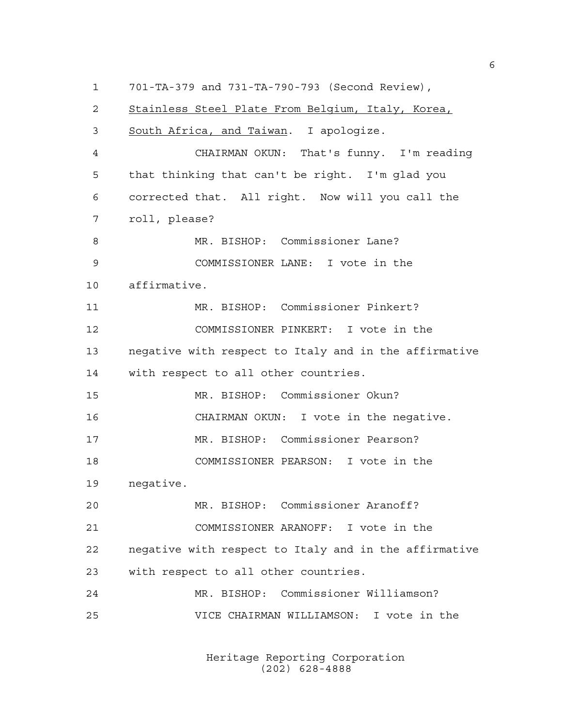701-TA-379 and 731-TA-790-793 (Second Review), Stainless Steel Plate From Belgium, Italy, Korea, South Africa, and Taiwan. I apologize.

CHAIRMAN OKUN: That's funny. I'm reading that thinking that can't be right. I'm glad you corrected that. All right. Now will you call the roll, please?

MR. BISHOP: Commissioner Lane?

COMMISSIONER LANE: I vote in the affirmative.

MR. BISHOP: Commissioner Pinkert?

COMMISSIONER PINKERT: I vote in the negative with respect to Italy and in the affirmative with respect to all other countries.

MR. BISHOP: Commissioner Okun?

CHAIRMAN OKUN: I vote in the negative.

MR. BISHOP: Commissioner Pearson?

COMMISSIONER PEARSON: I vote in the negative.

MR. BISHOP: Commissioner Aranoff?

COMMISSIONER ARANOFF: I vote in the negative with respect to Italy and in the affirmative with respect to all other countries.

MR. BISHOP: Commissioner Williamson?

VICE CHAIRMAN WILLIAMSON: I vote in the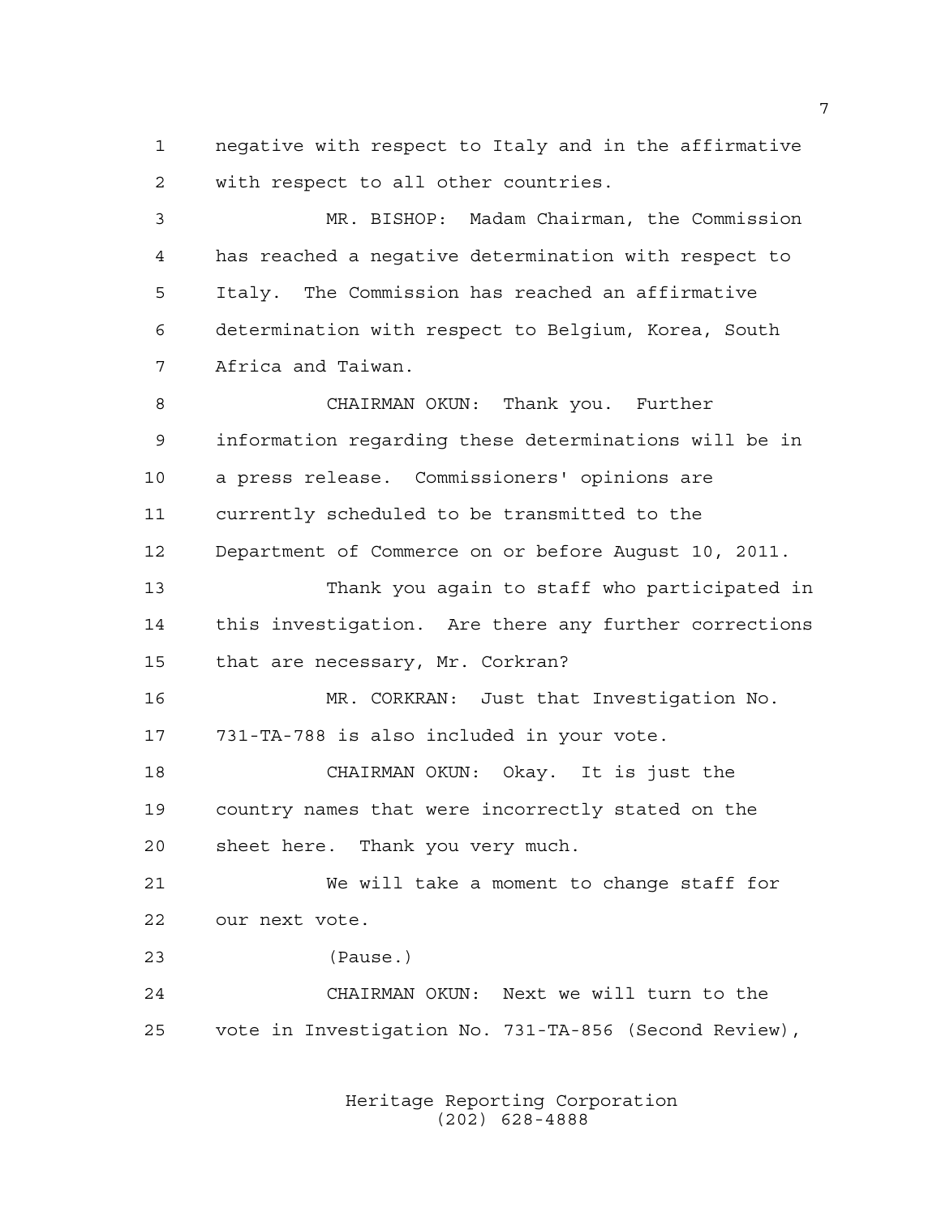negative with respect to Italy and in the affirmative with respect to all other countries.

MR. BISHOP: Madam Chairman, the Commission has reached a negative determination with respect to Italy. The Commission has reached an affirmative determination with respect to Belgium, Korea, South Africa and Taiwan.

CHAIRMAN OKUN: Thank you. Further information regarding these determinations will be in a press release. Commissioners' opinions are currently scheduled to be transmitted to the Department of Commerce on or before August 10, 2011.

Thank you again to staff who participated in this investigation. Are there any further corrections that are necessary, Mr. Corkran?

MR. CORKRAN: Just that Investigation No. 731-TA-788 is also included in your vote.

CHAIRMAN OKUN: Okay. It is just the country names that were incorrectly stated on the sheet here. Thank you very much.

We will take a moment to change staff for our next vote.

(Pause.)

CHAIRMAN OKUN: Next we will turn to the vote in Investigation No. 731-TA-856 (Second Review),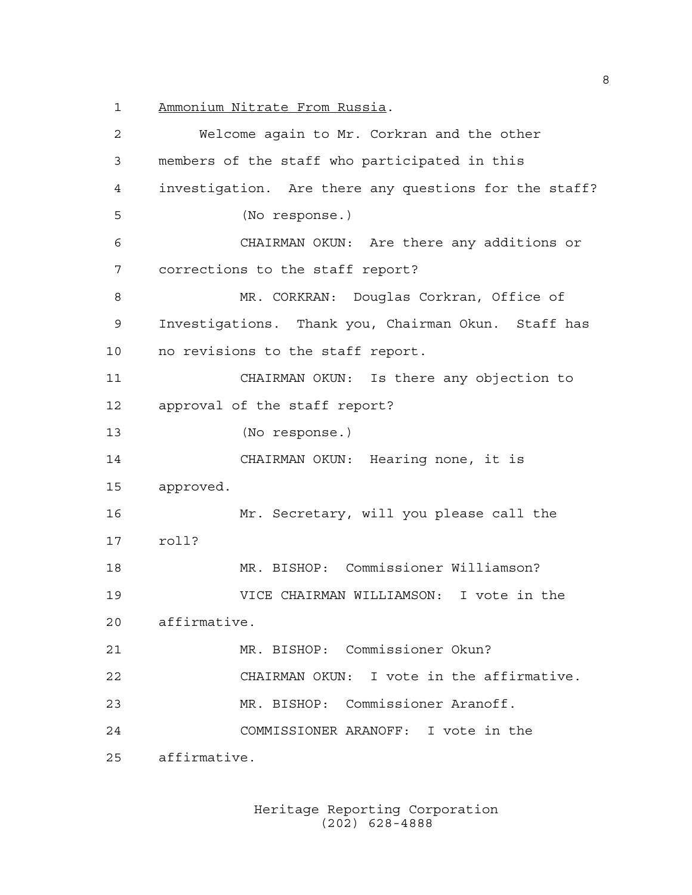Ammonium Nitrate From Russia.

Welcome again to Mr. Corkran and the other members of the staff who participated in this investigation. Are there any questions for the staff?

(No response.)

CHAIRMAN OKUN: Are there any additions or corrections to the staff report?

MR. CORKRAN: Douglas Corkran, Office of Investigations. Thank you, Chairman Okun. Staff has no revisions to the staff report.

CHAIRMAN OKUN: Is there any objection to approval of the staff report?

(No response.)

CHAIRMAN OKUN: Hearing none, it is approved.

Mr. Secretary, will you please call the roll?

MR. BISHOP: Commissioner Williamson?

VICE CHAIRMAN WILLIAMSON: I vote in the affirmative.

MR. BISHOP: Commissioner Okun?

CHAIRMAN OKUN: I vote in the affirmative.

MR. BISHOP: Commissioner Aranoff.

COMMISSIONER ARANOFF: I vote in the affirmative.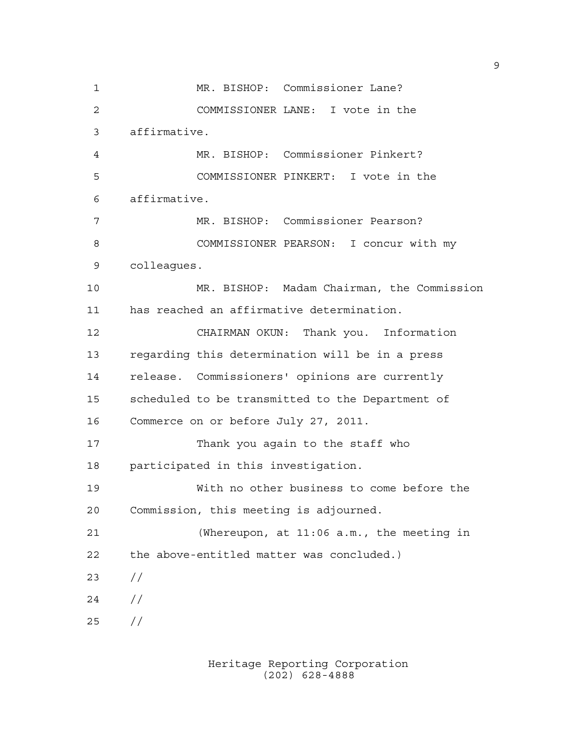MR. BISHOP: Commissioner Lane?

COMMISSIONER LANE: I vote in the affirmative.

MR. BISHOP: Commissioner Pinkert?

COMMISSIONER PINKERT: I vote in the affirmative.

MR. BISHOP: Commissioner Pearson?

COMMISSIONER PEARSON: I concur with my colleagues.

MR. BISHOP: Madam Chairman, the Commission has reached an affirmative determination.

CHAIRMAN OKUN: Thank you. Information regarding this determination will be in a press release. Commissioners' opinions are currently scheduled to be transmitted to the Department of Commerce on or before July 27, 2011.

Thank you again to the staff who participated in this investigation.

With no other business to come before the Commission, this meeting is adjourned.

(Whereupon, at 11:06 a.m., the meeting in the above-entitled matter was concluded.)

//

//

//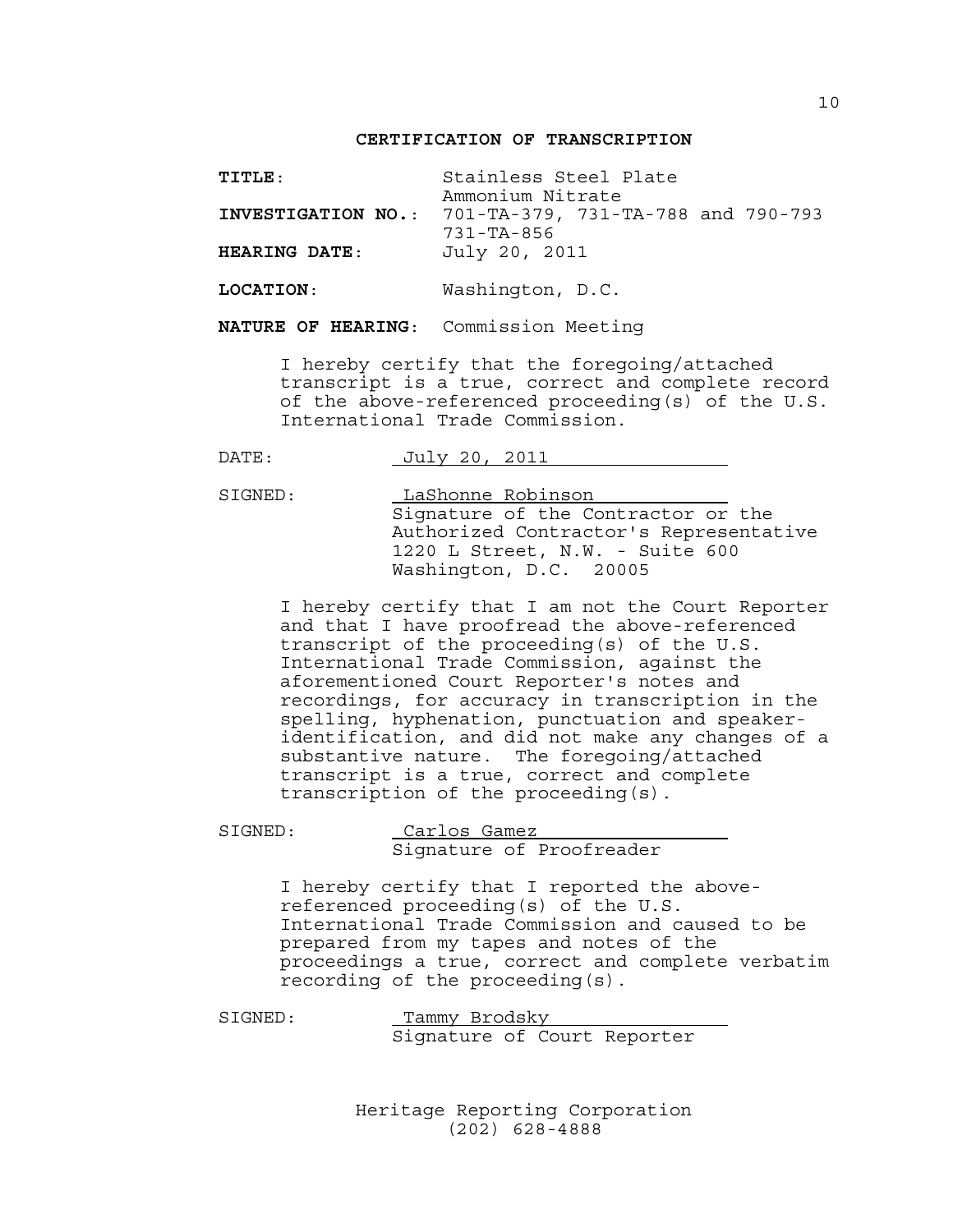**CERTIFICATION OF TRANSCRIPTION**

**TITLE**: Stainless Steel Plate
Ammonium Nitrate

**INVESTIGATION NO.**: 701-TA-379, 731-TA-788 and 790-793
731-TA-856

**HEARING DATE**: July 20, 2011

**LOCATION**: Washington, D.C.

**NATURE OF HEARING**: Commission Meeting

I hereby certify that the foregoing/attached transcript is a true, correct and complete record of the above-referenced proceeding(s) of the U.S. International Trade Commission.

DATE: July 20, 2011

SIGNED: LaShonne Robinson
Signature of the Contractor or the Authorized Contractor's Representative
1220 L Street, N.W. - Suite 600
Washington, D.C. 20005

I hereby certify that I am not the Court Reporter and that I have proofread the above-referenced transcript of the proceeding(s) of the U.S. International Trade Commission, against the aforementioned Court Reporter's notes and recordings, for accuracy in transcription in the spelling, hyphenation, punctuation and speaker-identification, and did not make any changes of a substantive nature. The foregoing/attached transcript is a true, correct and complete transcription of the proceeding(s).

SIGNED: Carlos Gamez
Signature of Proofreader

I hereby certify that I reported the above-referenced proceeding(s) of the U.S. International Trade Commission and caused to be prepared from my tapes and notes of the proceedings a true, correct and complete verbatim recording of the proceeding(s).

SIGNED: Tammy Brodsky
Signature of Court Reporter